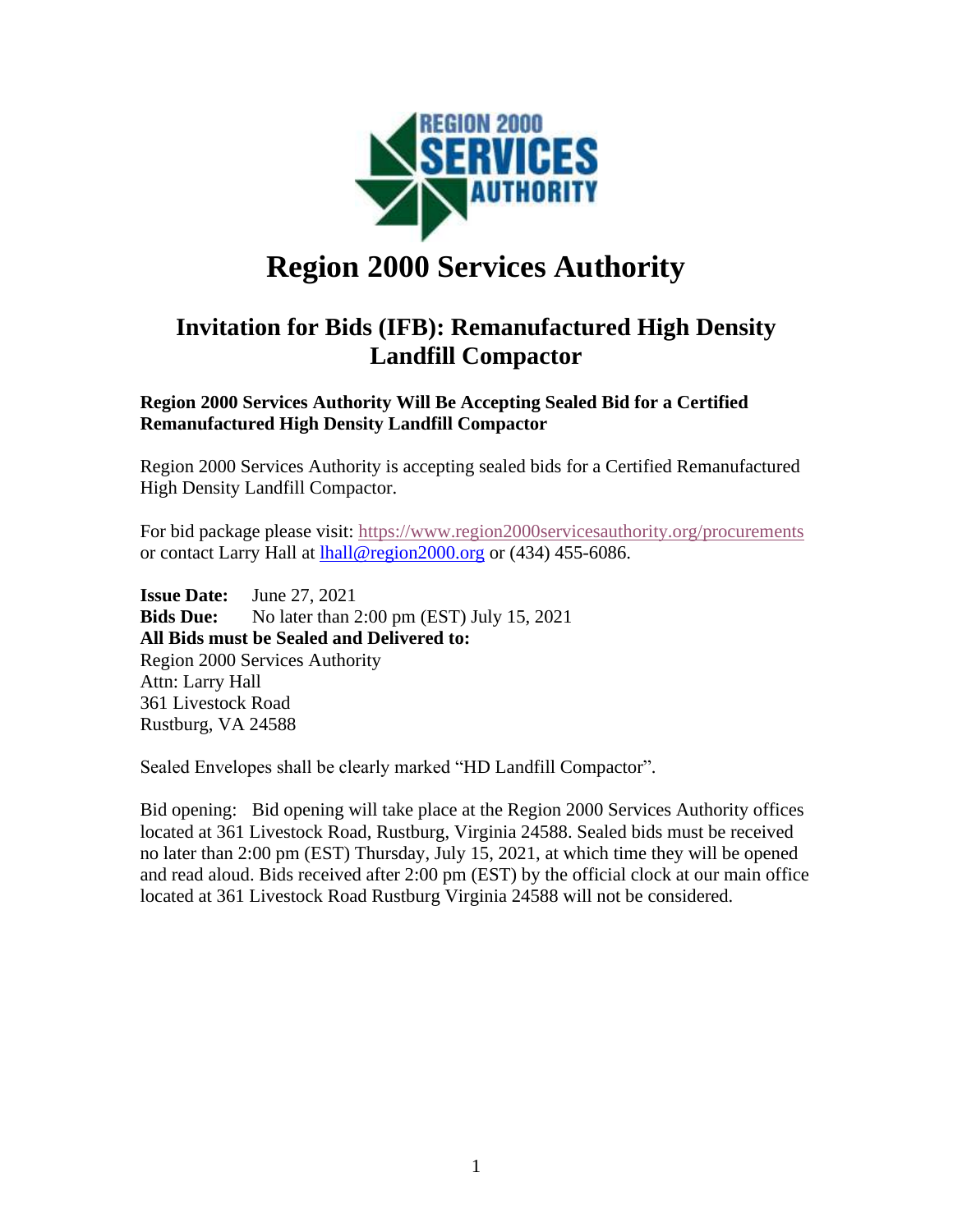# Region 2000 Services Authority

## Invitation for Bids (IFB): Remanufactured High Density Landfill Compactor

**Region 2000 Services Authority Will Be Accepting Sealed Bid for a Certified Remanufactured High Density Landfill Compactor**

Region 2000 Services Authority is accepting sealed bids for a Certified Remanufactured High Density Landfill Compactor.

For bid package please visit: https://www.region2000servicesauthority.org/procurements or contact Larry Hall at lhall@region2000.org or (434) 455-6086.

**Issue Date:** June 27, 2021
**Bids Due:** No later than 2:00 pm (EST) July 15, 2021
**All Bids must be Sealed and Delivered to:**
Region 2000 Services Authority
Attn: Larry Hall
361 Livestock Road
Rustburg, VA 24588

Sealed Envelopes shall be clearly marked "HD Landfill Compactor".

Bid opening: Bid opening will take place at the Region 2000 Services Authority offices located at 361 Livestock Road, Rustburg, Virginia 24588. Sealed bids must be received no later than 2:00 pm (EST) Thursday, July 15, 2021, at which time they will be opened and read aloud. Bids received after 2:00 pm (EST) by the official clock at our main office located at 361 Livestock Road Rustburg Virginia 24588 will not be considered.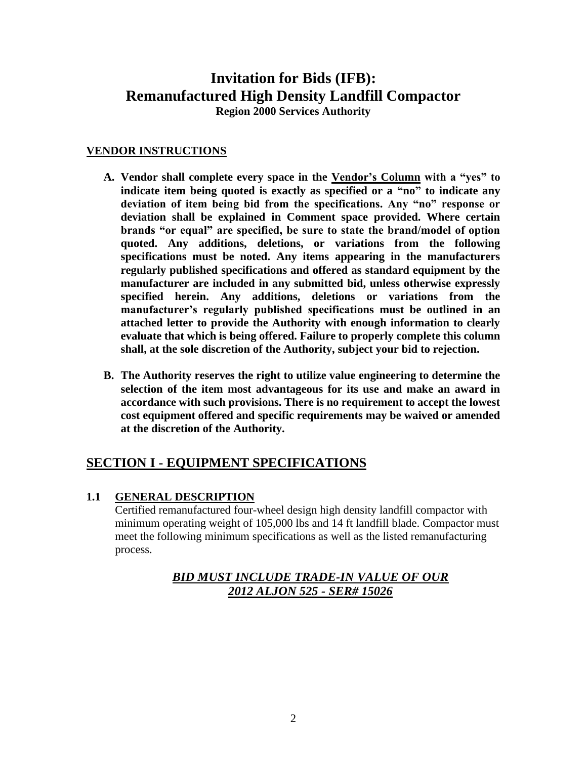# Invitation for Bids (IFB): Remanufactured High Density Landfill Compactor

**Region 2000 Services Authority**

## VENDOR INSTRUCTIONS

**A. Vendor shall complete every space in the <u>Vendor's Column</u> with a "yes" to indicate item being quoted is exactly as specified or a "no" to indicate any deviation of item being bid from the specifications. Any "no" response or deviation shall be explained in Comment space provided. Where certain brands "or equal" are specified, be sure to state the brand/model of option quoted. Any additions, deletions, or variations from the following specifications must be noted. Any items appearing in the manufacturers regularly published specifications and offered as standard equipment by the manufacturer are included in any submitted bid, unless otherwise expressly specified herein. Any additions, deletions or variations from the manufacturer's regularly published specifications must be outlined in an attached letter to provide the Authority with enough information to clearly evaluate that which is being offered. Failure to properly complete this column shall, at the sole discretion of the Authority, subject your bid to rejection.**

**B. The Authority reserves the right to utilize value engineering to determine the selection of the item most advantageous for its use and make an award in accordance with such provisions. There is no requirement to accept the lowest cost equipment offered and specific requirements may be waived or amended at the discretion of the Authority.**

## SECTION I - EQUIPMENT SPECIFICATIONS

### 1.1 GENERAL DESCRIPTION

Certified remanufactured four-wheel design high density landfill compactor with minimum operating weight of 105,000 lbs and 14 ft landfill blade. Compactor must meet the following minimum specifications as well as the listed remanufacturing process.

***BID MUST INCLUDE TRADE-IN VALUE OF OUR 2012 ALJON 525 - SER# 15026***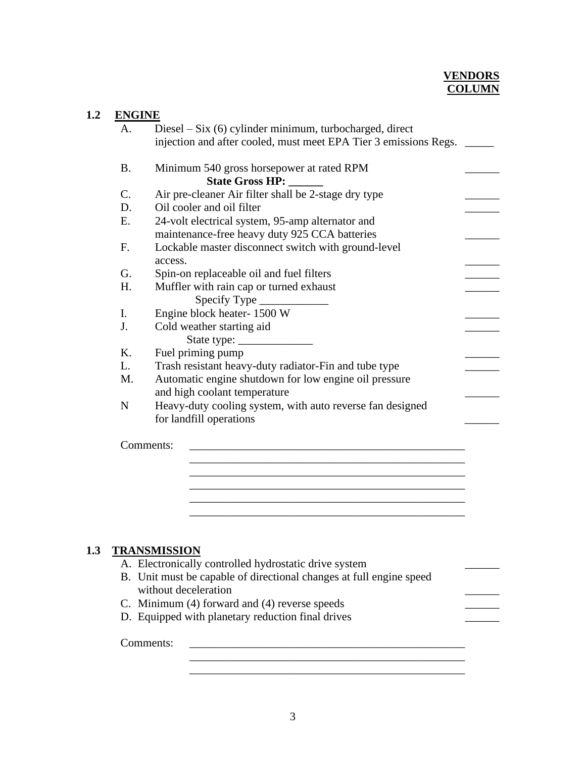**VENDORS COLUMN**

## 1.2 ENGINE

| | | Vendors Column |
|---|---|---|
| A. | Diesel – Six (6) cylinder minimum, turbocharged, direct injection and after cooled, must meet EPA Tier 3 emissions Regs. | _____ |
| B. | Minimum 540 gross horsepower at rated RPM<br>**State Gross HP: ______** | ______ |
| C. | Air pre-cleaner Air filter shall be 2-stage dry type | ______ |
| D. | Oil cooler and oil filter | ______ |
| E. | 24-volt electrical system, 95-amp alternator and maintenance-free heavy duty 925 CCA batteries | ______ |
| F. | Lockable master disconnect switch with ground-level access. | ______ |
| G. | Spin-on replaceable oil and fuel filters | ______ |
| H. | Muffler with rain cap or turned exhaust<br>Specify Type ____________ | ______ |
| I. | Engine block heater- 1500 W | ______ |
| J. | Cold weather starting aid<br>State type: _____________ | ______ |
| K. | Fuel priming pump | ______ |
| L. | Trash resistant heavy-duty radiator-Fin and tube type | ______ |
| M. | Automatic engine shutdown for low engine oil pressure and high coolant temperature | ______ |
| N | Heavy-duty cooling system, with auto reverse fan designed for landfill operations | ______ |

Comments: ___________________________________________________
___________________________________________________
___________________________________________________
___________________________________________________
___________________________________________________
___________________________________________________

## 1.3 TRANSMISSION

| | | Vendors Column |
|---|---|---|
| A. | Electronically controlled hydrostatic drive system | ______ |
| B. | Unit must be capable of directional changes at full engine speed without deceleration | ______ |
| C. | Minimum (4) forward and (4) reverse speeds | ______ |
| D. | Equipped with planetary reduction final drives | ______ |

Comments: ___________________________________________________
___________________________________________________
___________________________________________________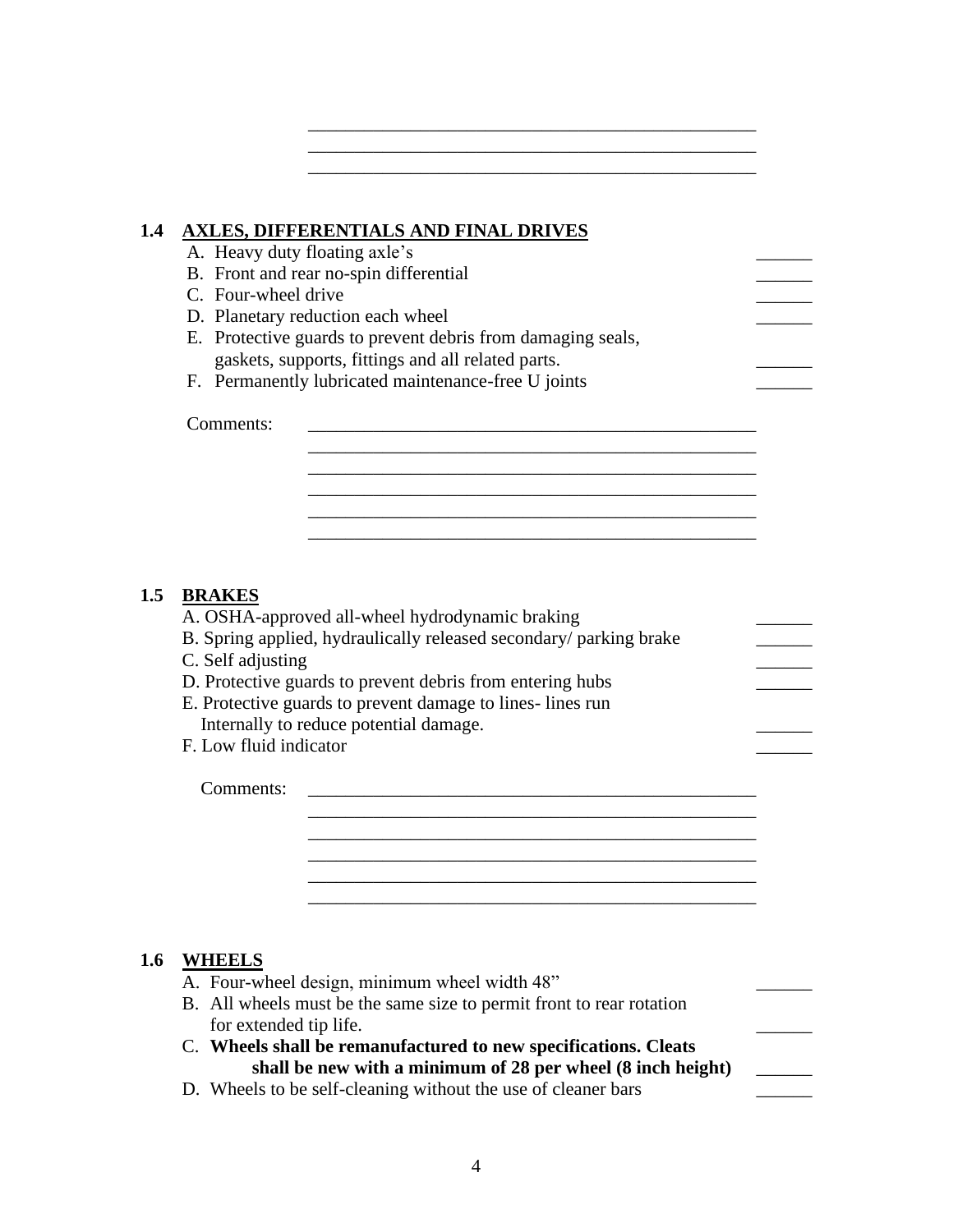\_\_\_\_\_\_\_\_\_\_\_\_\_\_\_\_\_\_\_\_\_\_\_\_\_\_\_\_\_\_\_\_\_\_\_\_\_\_\_\_\_\_\_\_\_\_\_\_
\_\_\_\_\_\_\_\_\_\_\_\_\_\_\_\_\_\_\_\_\_\_\_\_\_\_\_\_\_\_\_\_\_\_\_\_\_\_\_\_\_\_\_\_\_\_\_\_
\_\_\_\_\_\_\_\_\_\_\_\_\_\_\_\_\_\_\_\_\_\_\_\_\_\_\_\_\_\_\_\_\_\_\_\_\_\_\_\_\_\_\_\_\_\_\_\_

## 1.4 AXLES, DIFFERENTIALS AND FINAL DRIVES

A. Heavy duty floating axle's \_\_\_\_\_\_
B. Front and rear no-spin differential \_\_\_\_\_\_
C. Four-wheel drive \_\_\_\_\_\_
D. Planetary reduction each wheel \_\_\_\_\_\_
E. Protective guards to prevent debris from damaging seals, gaskets, supports, fittings and all related parts. \_\_\_\_\_\_
F. Permanently lubricated maintenance-free U joints \_\_\_\_\_\_

Comments: \_\_\_\_\_\_\_\_\_\_\_\_\_\_\_\_\_\_\_\_\_\_\_\_\_\_\_\_\_\_\_\_\_\_\_\_\_\_\_\_\_\_\_\_\_\_\_\_
\_\_\_\_\_\_\_\_\_\_\_\_\_\_\_\_\_\_\_\_\_\_\_\_\_\_\_\_\_\_\_\_\_\_\_\_\_\_\_\_\_\_\_\_\_\_\_\_
\_\_\_\_\_\_\_\_\_\_\_\_\_\_\_\_\_\_\_\_\_\_\_\_\_\_\_\_\_\_\_\_\_\_\_\_\_\_\_\_\_\_\_\_\_\_\_\_
\_\_\_\_\_\_\_\_\_\_\_\_\_\_\_\_\_\_\_\_\_\_\_\_\_\_\_\_\_\_\_\_\_\_\_\_\_\_\_\_\_\_\_\_\_\_\_\_
\_\_\_\_\_\_\_\_\_\_\_\_\_\_\_\_\_\_\_\_\_\_\_\_\_\_\_\_\_\_\_\_\_\_\_\_\_\_\_\_\_\_\_\_\_\_\_\_
\_\_\_\_\_\_\_\_\_\_\_\_\_\_\_\_\_\_\_\_\_\_\_\_\_\_\_\_\_\_\_\_\_\_\_\_\_\_\_\_\_\_\_\_\_\_\_\_

## 1.5 BRAKES

A. OSHA-approved all-wheel hydrodynamic braking \_\_\_\_\_\_
B. Spring applied, hydraulically released secondary/ parking brake \_\_\_\_\_\_
C. Self adjusting \_\_\_\_\_\_
D. Protective guards to prevent debris from entering hubs \_\_\_\_\_\_
E. Protective guards to prevent damage to lines- lines run Internally to reduce potential damage. \_\_\_\_\_\_
F. Low fluid indicator \_\_\_\_\_\_

Comments: \_\_\_\_\_\_\_\_\_\_\_\_\_\_\_\_\_\_\_\_\_\_\_\_\_\_\_\_\_\_\_\_\_\_\_\_\_\_\_\_\_\_\_\_\_\_\_\_
\_\_\_\_\_\_\_\_\_\_\_\_\_\_\_\_\_\_\_\_\_\_\_\_\_\_\_\_\_\_\_\_\_\_\_\_\_\_\_\_\_\_\_\_\_\_\_\_
\_\_\_\_\_\_\_\_\_\_\_\_\_\_\_\_\_\_\_\_\_\_\_\_\_\_\_\_\_\_\_\_\_\_\_\_\_\_\_\_\_\_\_\_\_\_\_\_
\_\_\_\_\_\_\_\_\_\_\_\_\_\_\_\_\_\_\_\_\_\_\_\_\_\_\_\_\_\_\_\_\_\_\_\_\_\_\_\_\_\_\_\_\_\_\_\_
\_\_\_\_\_\_\_\_\_\_\_\_\_\_\_\_\_\_\_\_\_\_\_\_\_\_\_\_\_\_\_\_\_\_\_\_\_\_\_\_\_\_\_\_\_\_\_\_
\_\_\_\_\_\_\_\_\_\_\_\_\_\_\_\_\_\_\_\_\_\_\_\_\_\_\_\_\_\_\_\_\_\_\_\_\_\_\_\_\_\_\_\_\_\_\_\_

## 1.6 WHEELS

A. Four-wheel design, minimum wheel width 48" \_\_\_\_\_\_
B. All wheels must be the same size to permit front to rear rotation for extended tip life. \_\_\_\_\_\_
C. **Wheels shall be remanufactured to new specifications. Cleats shall be new with a minimum of 28 per wheel (8 inch height)** \_\_\_\_\_\_
D. Wheels to be self-cleaning without the use of cleaner bars \_\_\_\_\_\_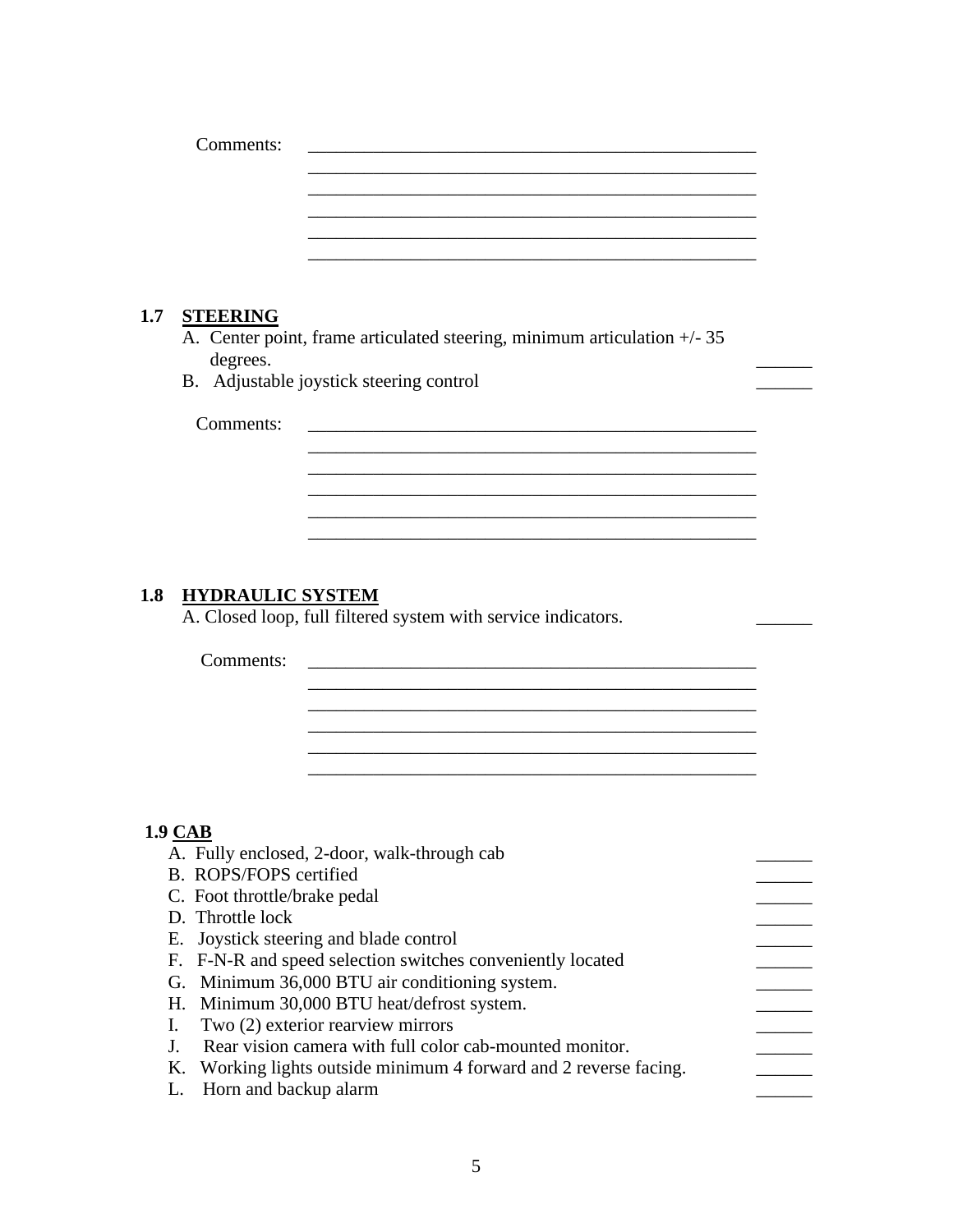Comments: ______________________________________________
______________________________________________
______________________________________________
______________________________________________
______________________________________________
______________________________________________

## 1.7 STEERING

A. Center point, frame articulated steering, minimum articulation +/- 35 degrees. ______

B. Adjustable joystick steering control ______

Comments: ______________________________________________
______________________________________________
______________________________________________
______________________________________________
______________________________________________
______________________________________________

## 1.8 HYDRAULIC SYSTEM

A. Closed loop, full filtered system with service indicators. ______

Comments: ______________________________________________
______________________________________________
______________________________________________
______________________________________________
______________________________________________
______________________________________________

## 1.9 CAB

A. Fully enclosed, 2-door, walk-through cab ______

B. ROPS/FOPS certified ______

C. Foot throttle/brake pedal ______

D. Throttle lock ______

E. Joystick steering and blade control ______

F. F-N-R and speed selection switches conveniently located ______

G. Minimum 36,000 BTU air conditioning system. ______

H. Minimum 30,000 BTU heat/defrost system. ______

I. Two (2) exterior rearview mirrors ______

J. Rear vision camera with full color cab-mounted monitor. ______

K. Working lights outside minimum 4 forward and 2 reverse facing. ______

L. Horn and backup alarm ______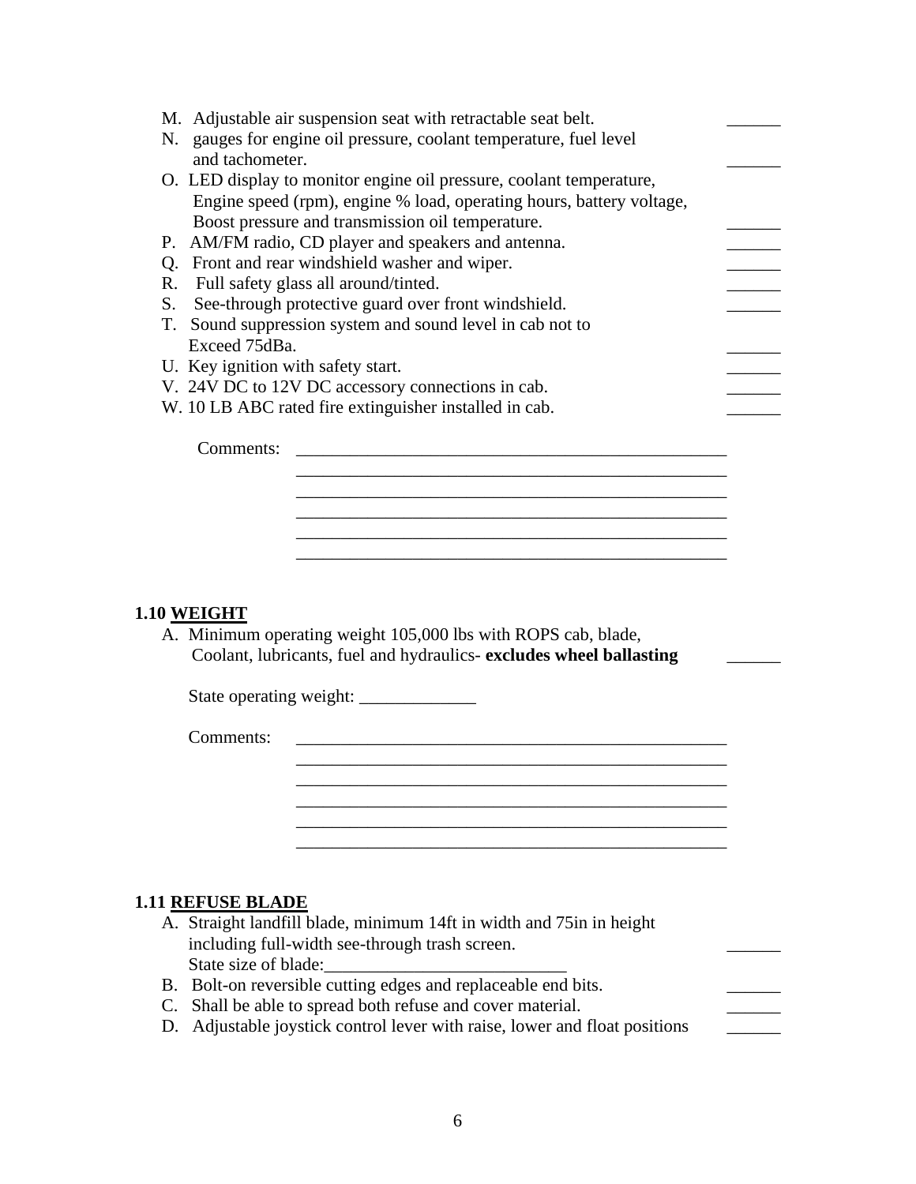M. Adjustable air suspension seat with retractable seat belt. ______

N. gauges for engine oil pressure, coolant temperature, fuel level and tachometer. ______

O. LED display to monitor engine oil pressure, coolant temperature, Engine speed (rpm), engine % load, operating hours, battery voltage, Boost pressure and transmission oil temperature. ______

P. AM/FM radio, CD player and speakers and antenna. ______

Q. Front and rear windshield washer and wiper. ______

R. Full safety glass all around/tinted. ______

S. See-through protective guard over front windshield. ______

T. Sound suppression system and sound level in cab not to Exceed 75dBa. ______

U. Key ignition with safety start. ______

V. 24V DC to 12V DC accessory connections in cab. ______

W. 10 LB ABC rated fire extinguisher installed in cab. ______

Comments: ___________________________________________________
___________________________________________________
___________________________________________________
___________________________________________________
___________________________________________________
___________________________________________________

### 1.10 WEIGHT

A. Minimum operating weight 105,000 lbs with ROPS cab, blade, Coolant, lubricants, fuel and hydraulics- **excludes wheel ballasting** ______

State operating weight: _____________

Comments: ___________________________________________________
___________________________________________________
___________________________________________________
___________________________________________________
___________________________________________________
___________________________________________________

### 1.11 REFUSE BLADE

A. Straight landfill blade, minimum 14ft in width and 75in in height including full-width see-through trash screen. ______
State size of blade:___________________________

B. Bolt-on reversible cutting edges and replaceable end bits. ______

C. Shall be able to spread both refuse and cover material. ______

D. Adjustable joystick control lever with raise, lower and float positions ______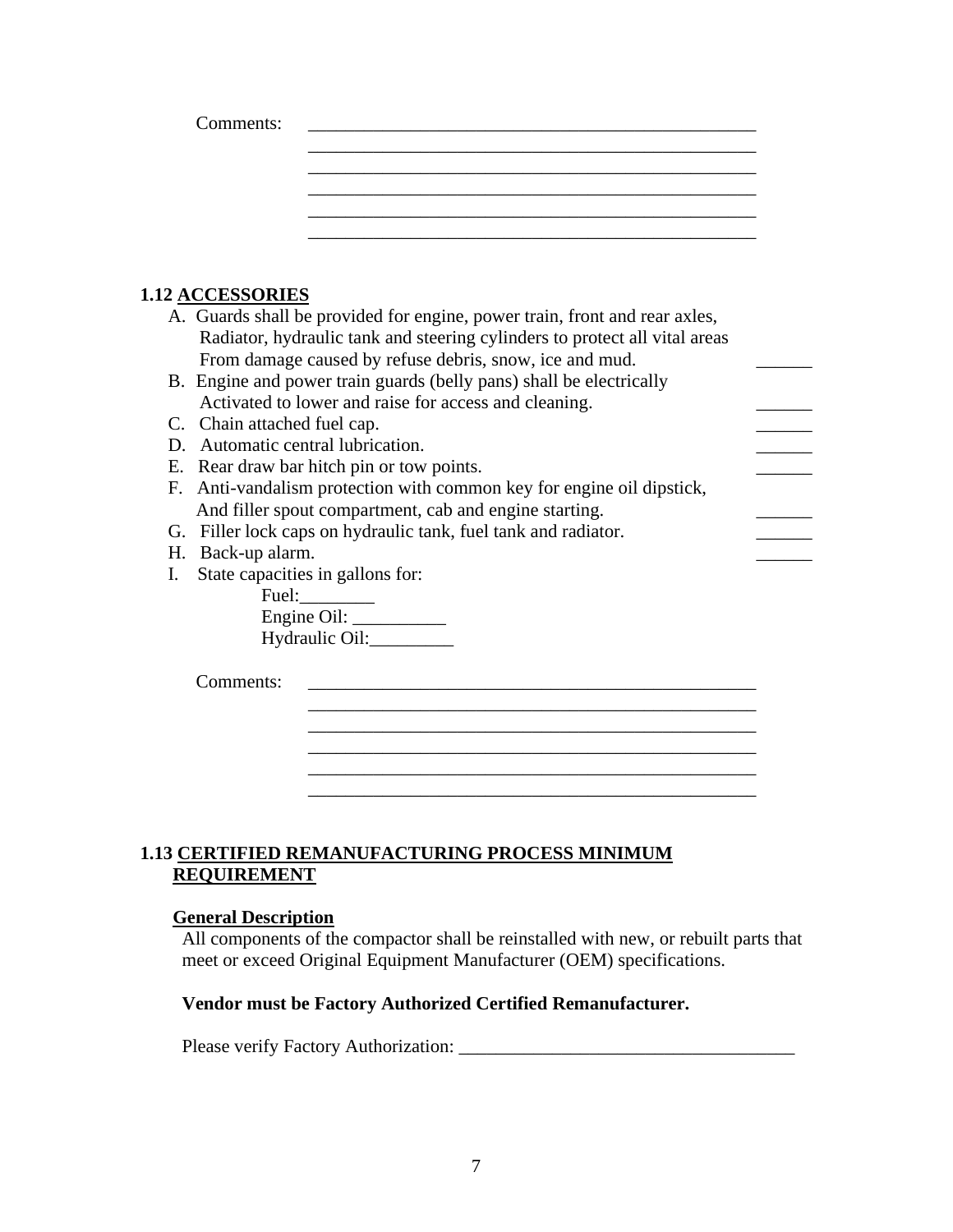Comments: ______________________________________________________
______________________________________________________
______________________________________________________
______________________________________________________
______________________________________________________
______________________________________________________

### 1.12 ACCESSORIES

A. Guards shall be provided for engine, power train, front and rear axles, Radiator, hydraulic tank and steering cylinders to protect all vital areas From damage caused by refuse debris, snow, ice and mud. ______
B. Engine and power train guards (belly pans) shall be electrically Activated to lower and raise for access and cleaning. ______
C. Chain attached fuel cap. ______
D. Automatic central lubrication. ______
E. Rear draw bar hitch pin or tow points. ______
F. Anti-vandalism protection with common key for engine oil dipstick, And filler spout compartment, cab and engine starting. ______
G. Filler lock caps on hydraulic tank, fuel tank and radiator. ______
H. Back-up alarm. ______
I. State capacities in gallons for:
   Fuel:________
   Engine Oil: __________
   Hydraulic Oil:_________

Comments: ______________________________________________________
______________________________________________________
______________________________________________________
______________________________________________________
______________________________________________________
______________________________________________________

### 1.13 CERTIFIED REMANUFACTURING PROCESS MINIMUM REQUIREMENT

**General Description**

All components of the compactor shall be reinstalled with new, or rebuilt parts that meet or exceed Original Equipment Manufacturer (OEM) specifications.

**Vendor must be Factory Authorized Certified Remanufacturer.**

Please verify Factory Authorization: ____________________________________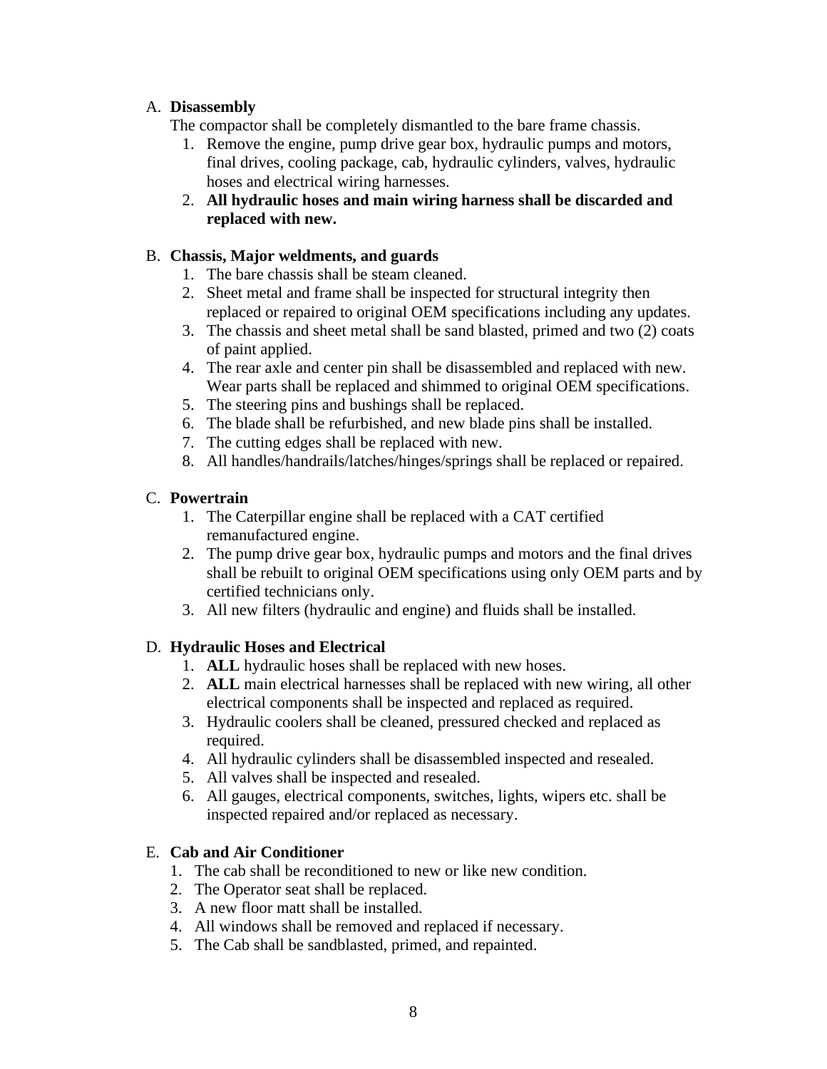A. **Disassembly**

The compactor shall be completely dismantled to the bare frame chassis.

1. Remove the engine, pump drive gear box, hydraulic pumps and motors, final drives, cooling package, cab, hydraulic cylinders, valves, hydraulic hoses and electrical wiring harnesses.
2. **All hydraulic hoses and main wiring harness shall be discarded and replaced with new.**

B. **Chassis, Major weldments, and guards**

1. The bare chassis shall be steam cleaned.
2. Sheet metal and frame shall be inspected for structural integrity then replaced or repaired to original OEM specifications including any updates.
3. The chassis and sheet metal shall be sand blasted, primed and two (2) coats of paint applied.
4. The rear axle and center pin shall be disassembled and replaced with new. Wear parts shall be replaced and shimmed to original OEM specifications.
5. The steering pins and bushings shall be replaced.
6. The blade shall be refurbished, and new blade pins shall be installed.
7. The cutting edges shall be replaced with new.
8. All handles/handrails/latches/hinges/springs shall be replaced or repaired.

C. **Powertrain**

1. The Caterpillar engine shall be replaced with a CAT certified remanufactured engine.
2. The pump drive gear box, hydraulic pumps and motors and the final drives shall be rebuilt to original OEM specifications using only OEM parts and by certified technicians only.
3. All new filters (hydraulic and engine) and fluids shall be installed.

D. **Hydraulic Hoses and Electrical**

1. **ALL** hydraulic hoses shall be replaced with new hoses.
2. **ALL** main electrical harnesses shall be replaced with new wiring, all other electrical components shall be inspected and replaced as required.
3. Hydraulic coolers shall be cleaned, pressured checked and replaced as required.
4. All hydraulic cylinders shall be disassembled inspected and resealed.
5. All valves shall be inspected and resealed.
6. All gauges, electrical components, switches, lights, wipers etc. shall be inspected repaired and/or replaced as necessary.

E. **Cab and Air Conditioner**

1. The cab shall be reconditioned to new or like new condition.
2. The Operator seat shall be replaced.
3. A new floor matt shall be installed.
4. All windows shall be removed and replaced if necessary.
5. The Cab shall be sandblasted, primed, and repainted.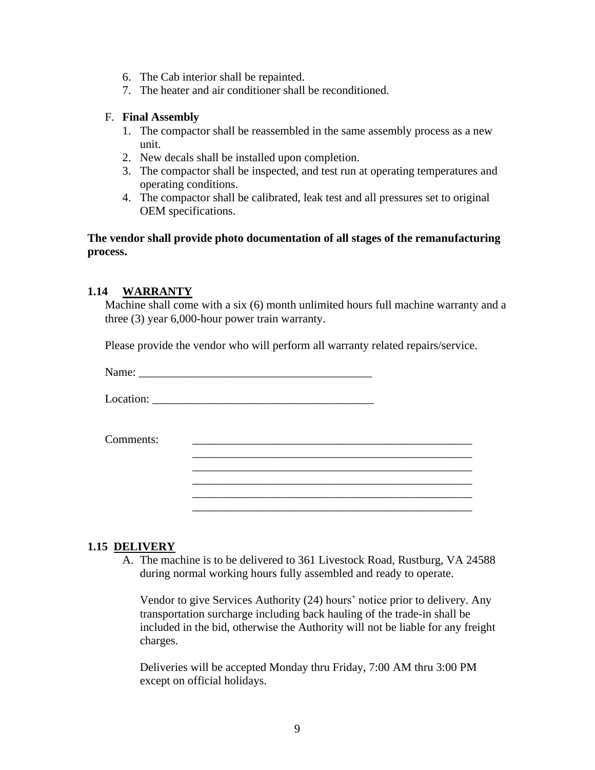6. The Cab interior shall be repainted.
7. The heater and air conditioner shall be reconditioned.

F. **Final Assembly**

1. The compactor shall be reassembled in the same assembly process as a new unit.
2. New decals shall be installed upon completion.
3. The compactor shall be inspected, and test run at operating temperatures and operating conditions.
4. The compactor shall be calibrated, leak test and all pressures set to original OEM specifications.

**The vendor shall provide photo documentation of all stages of the remanufacturing process.**

## 1.14 WARRANTY

Machine shall come with a six (6) month unlimited hours full machine warranty and a three (3) year 6,000-hour power train warranty.

Please provide the vendor who will perform all warranty related repairs/service.

Name: ________________________________________

Location: _____________________________________

Comments: ___________________________________________________
___________________________________________________
___________________________________________________
___________________________________________________
___________________________________________________
___________________________________________________

## 1.15 DELIVERY

A. The machine is to be delivered to 361 Livestock Road, Rustburg, VA 24588 during normal working hours fully assembled and ready to operate.

Vendor to give Services Authority (24) hours' notice prior to delivery. Any transportation surcharge including back hauling of the trade-in shall be included in the bid, otherwise the Authority will not be liable for any freight charges.

Deliveries will be accepted Monday thru Friday, 7:00 AM thru 3:00 PM except on official holidays.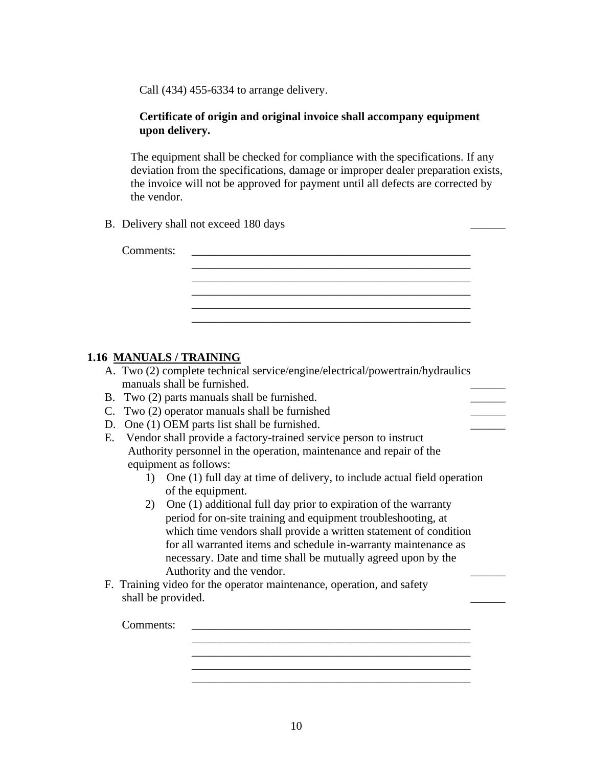Call (434) 455-6334 to arrange delivery.

**Certificate of origin and original invoice shall accompany equipment upon delivery.**

The equipment shall be checked for compliance with the specifications. If any deviation from the specifications, damage or improper dealer preparation exists, the invoice will not be approved for payment until all defects are corrected by the vendor.

B. Delivery shall not exceed 180 days ______

Comments: ____________________________________________________
____________________________________________________
____________________________________________________
____________________________________________________
____________________________________________________
____________________________________________________

**1.16 MANUALS / TRAINING**

A. Two (2) complete technical service/engine/electrical/powertrain/hydraulics manuals shall be furnished. ______
B. Two (2) parts manuals shall be furnished. ______
C. Two (2) operator manuals shall be furnished ______
D. One (1) OEM parts list shall be furnished. ______
E. Vendor shall provide a factory-trained service person to instruct Authority personnel in the operation, maintenance and repair of the equipment as follows:
   1) One (1) full day at time of delivery, to include actual field operation of the equipment.
   2) One (1) additional full day prior to expiration of the warranty period for on-site training and equipment troubleshooting, at which time vendors shall provide a written statement of condition for all warranted items and schedule in-warranty maintenance as necessary. Date and time shall be mutually agreed upon by the Authority and the vendor. ______
F. Training video for the operator maintenance, operation, and safety shall be provided. ______

Comments: ____________________________________________________
____________________________________________________
____________________________________________________
____________________________________________________
____________________________________________________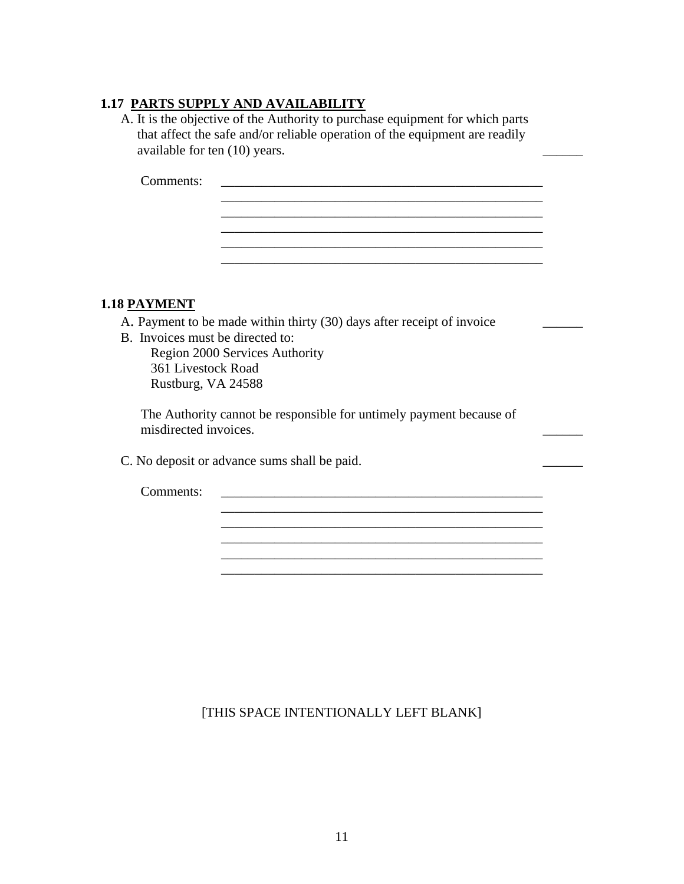### 1.17 PARTS SUPPLY AND AVAILABILITY

A. It is the objective of the Authority to purchase equipment for which parts that affect the safe and/or reliable operation of the equipment are readily available for ten (10) years. ______

Comments: __________________________________________________
__________________________________________________
__________________________________________________
__________________________________________________
__________________________________________________
__________________________________________________

### 1.18 PAYMENT

A. Payment to be made within thirty (30) days after receipt of invoice ______

B. Invoices must be directed to:
Region 2000 Services Authority
361 Livestock Road
Rustburg, VA 24588

The Authority cannot be responsible for untimely payment because of misdirected invoices. ______

C. No deposit or advance sums shall be paid. ______

Comments: __________________________________________________
__________________________________________________
__________________________________________________
__________________________________________________
__________________________________________________
__________________________________________________

[THIS SPACE INTENTIONALLY LEFT BLANK]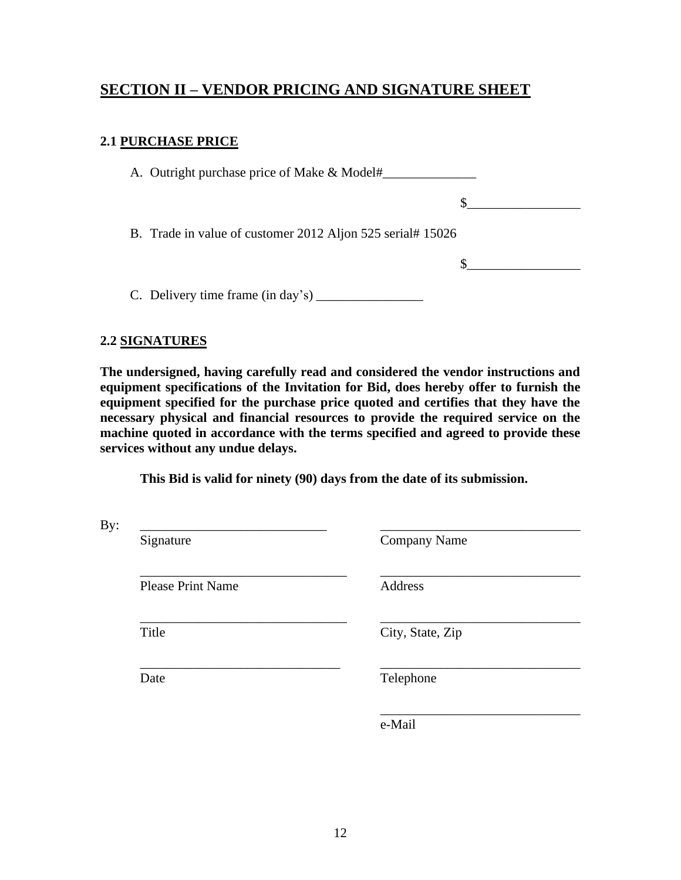## SECTION II – VENDOR PRICING AND SIGNATURE SHEET

### 2.1 PURCHASE PRICE

A. Outright purchase price of Make & Model#______________

$_________________

B. Trade in value of customer 2012 Aljon 525 serial# 15026

$_________________

C. Delivery time frame (in day's) ________________

### 2.2 SIGNATURES

**The undersigned, having carefully read and considered the vendor instructions and equipment specifications of the Invitation for Bid, does hereby offer to furnish the equipment specified for the purchase price quoted and certifies that they have the necessary physical and financial resources to provide the required service on the machine quoted in accordance with the terms specified and agreed to provide these services without any undue delays.**

**This Bid is valid for ninety (90) days from the date of its submission.**

By: ____________________________ ______________________________
Signature Company Name

______________________________ ______________________________
Please Print Name Address

______________________________ ______________________________
Title City, State, Zip

______________________________ ______________________________
Date Telephone

______________________________
e-Mail